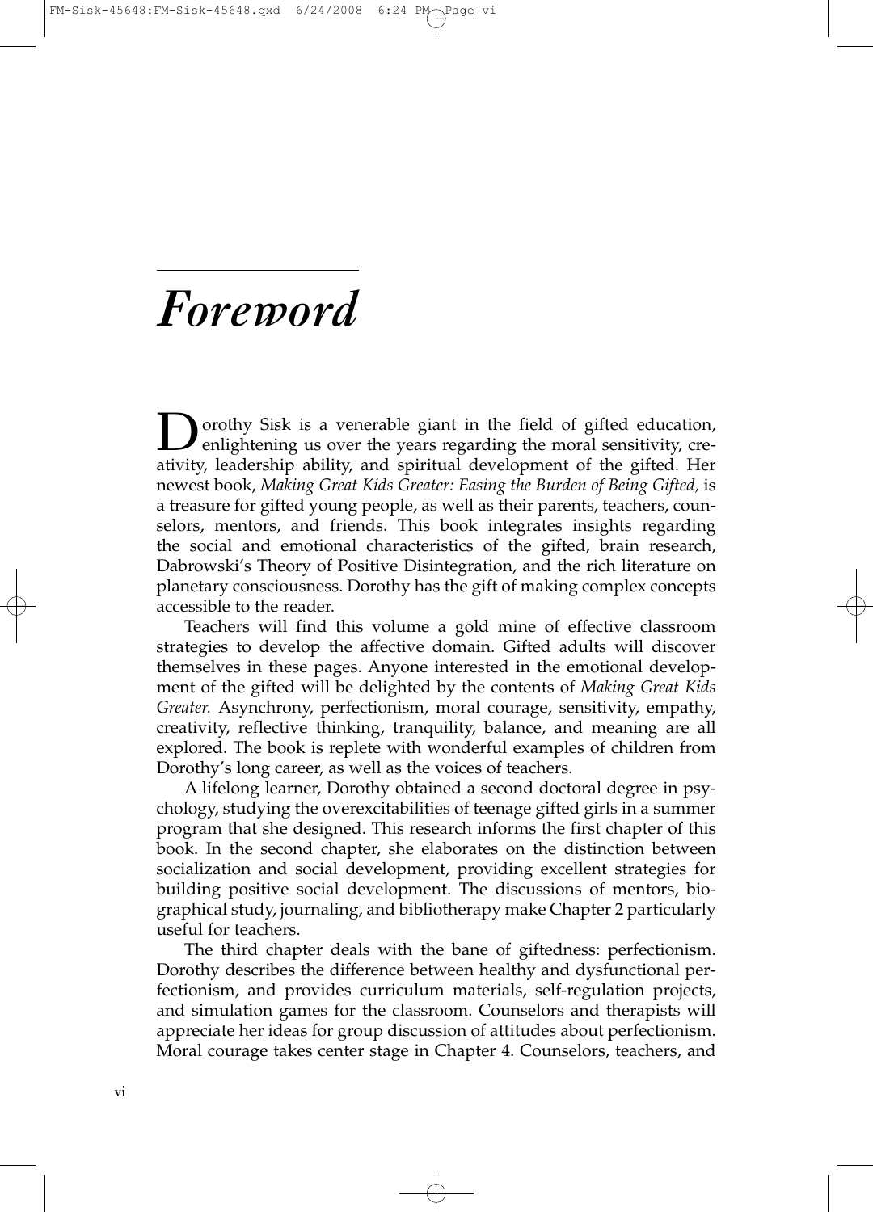# *Foreword*

Dorothy Sisk is a venerable giant in the field of gifted education, enlightening us over the years regarding the moral sensitivity, creativity, leadership ability, and spiritual development of the gifted. Her newest book, *Making Great Kids Greater: Easing the Burden of Being Gifted,* is a treasure for gifted young people, as well as their parents, teachers, counselors, mentors, and friends. This book integrates insights regarding the social and emotional characteristics of the gifted, brain research, Dabrowski's Theory of Positive Disintegration, and the rich literature on planetary consciousness. Dorothy has the gift of making complex concepts accessible to the reader.

Teachers will find this volume a gold mine of effective classroom strategies to develop the affective domain. Gifted adults will discover themselves in these pages. Anyone interested in the emotional development of the gifted will be delighted by the contents of *Making Great Kids Greater.* Asynchrony, perfectionism, moral courage, sensitivity, empathy, creativity, reflective thinking, tranquility, balance, and meaning are all explored. The book is replete with wonderful examples of children from Dorothy's long career, as well as the voices of teachers.

A lifelong learner, Dorothy obtained a second doctoral degree in psychology, studying the overexcitabilities of teenage gifted girls in a summer program that she designed. This research informs the first chapter of this book. In the second chapter, she elaborates on the distinction between socialization and social development, providing excellent strategies for building positive social development. The discussions of mentors, biographical study, journaling, and bibliotherapy make Chapter 2 particularly useful for teachers.

The third chapter deals with the bane of giftedness: perfectionism. Dorothy describes the difference between healthy and dysfunctional perfectionism, and provides curriculum materials, self-regulation projects, and simulation games for the classroom. Counselors and therapists will appreciate her ideas for group discussion of attitudes about perfectionism. Moral courage takes center stage in Chapter 4. Counselors, teachers, and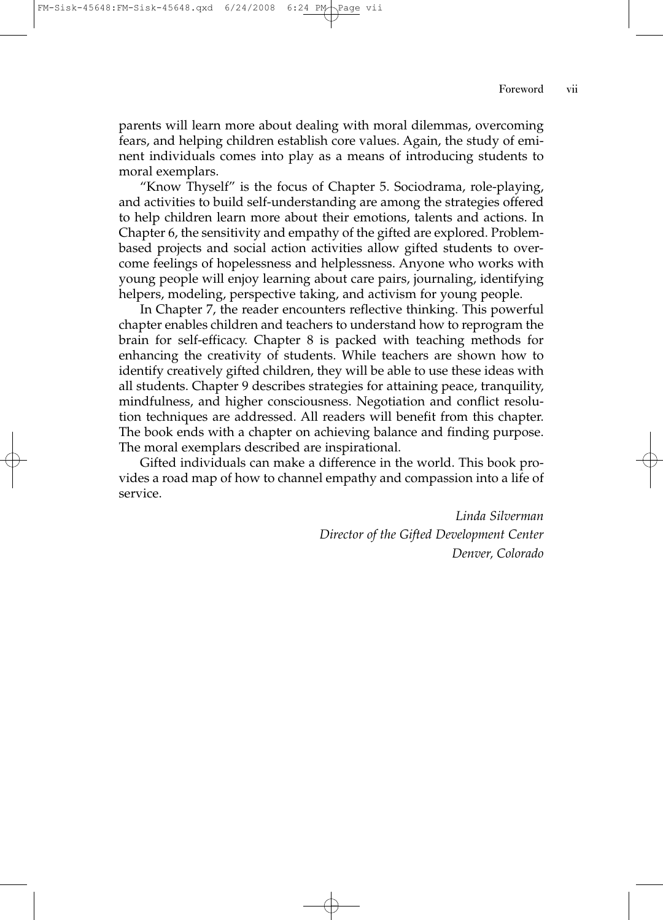parents will learn more about dealing with moral dilemmas, overcoming fears, and helping children establish core values. Again, the study of eminent individuals comes into play as a means of introducing students to moral exemplars.

"Know Thyself" is the focus of Chapter 5. Sociodrama, role-playing, and activities to build self-understanding are among the strategies offered to help children learn more about their emotions, talents and actions. In Chapter 6, the sensitivity and empathy of the gifted are explored. Problem-based projects and social action activities allow gifted students to overcome feelings of hopelessness and helplessness. Anyone who works with young people will enjoy learning about care pairs, journaling, identifying helpers, modeling, perspective taking, and activism for young people.

In Chapter 7, the reader encounters reflective thinking. This powerful chapter enables children and teachers to understand how to reprogram the brain for self-efficacy. Chapter 8 is packed with teaching methods for enhancing the creativity of students. While teachers are shown how to identify creatively gifted children, they will be able to use these ideas with all students. Chapter 9 describes strategies for attaining peace, tranquility, mindfulness, and higher consciousness. Negotiation and conflict resolution techniques are addressed. All readers will benefit from this chapter. The book ends with a chapter on achieving balance and finding purpose. The moral exemplars described are inspirational.

Gifted individuals can make a difference in the world. This book provides a road map of how to channel empathy and compassion into a life of service.

*Linda Silverman*
*Director of the Gifted Development Center*
*Denver, Colorado*